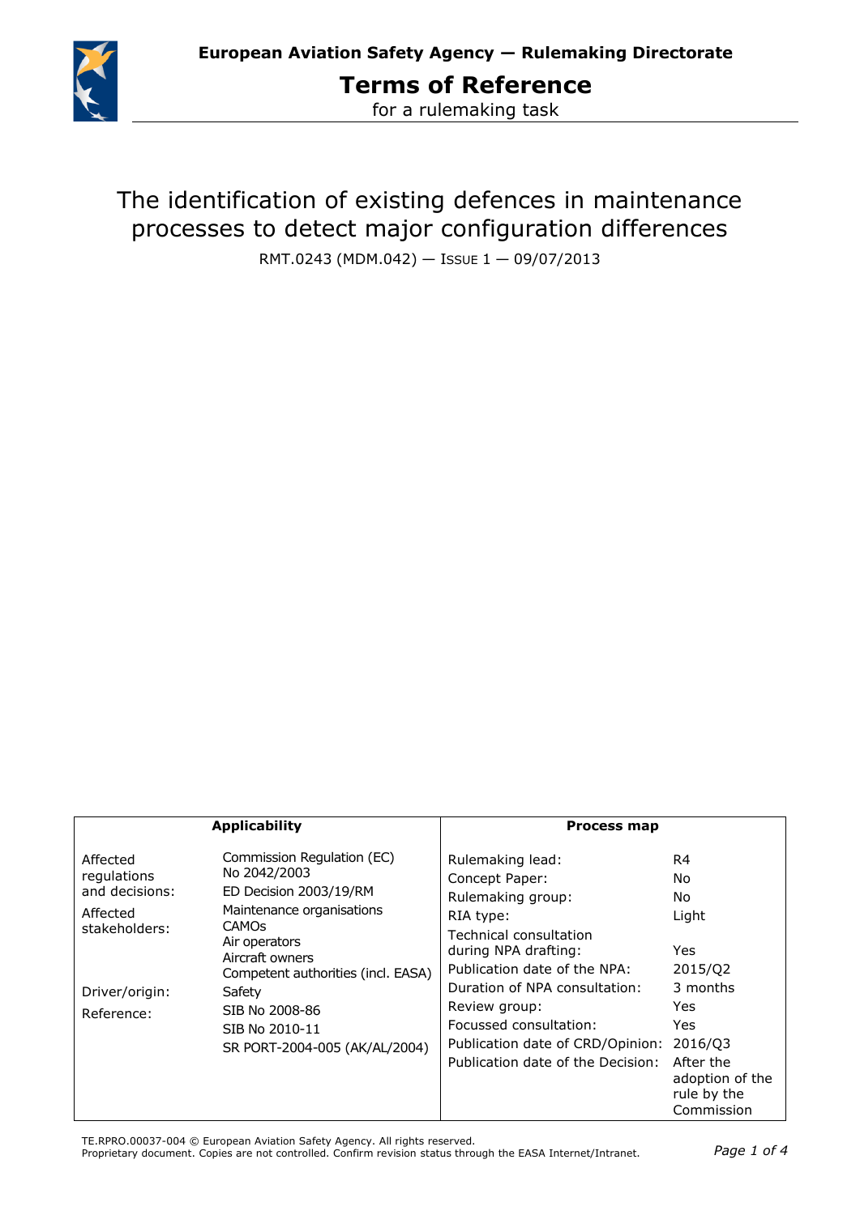**European Aviation Safety Agency — Rulemaking Directorate**

# Terms of Reference

for a rulemaking task

## The identification of existing defences in maintenance processes to detect major configuration differences

RMT.0243 (MDM.042) — Issue 1 — 09/07/2013

| Applicability | | Process map | |
|---|---|---|---|
| Affected regulations and decisions: | Commission Regulation (EC) No 2042/2003<br>ED Decision 2003/19/RM | Rulemaking lead: | R4 |
| Affected stakeholders: | Maintenance organisations<br>CAMOs<br>Air operators<br>Aircraft owners<br>Competent authorities (incl. EASA) | Concept Paper: | No |
| | | Rulemaking group: | No |
| | | RIA type: | Light |
| | | Technical consultation during NPA drafting: | Yes |
| Driver/origin: | Safety | Publication date of the NPA: | 2015/Q2 |
| Reference: | SIB No 2008-86<br>SIB No 2010-11<br>SR PORT-2004-005 (AK/AL/2004) | Duration of NPA consultation: | 3 months |
| | | Review group: | Yes |
| | | Focussed consultation: | Yes |
| | | Publication date of CRD/Opinion: | 2016/Q3 |
| | | Publication date of the Decision: | After the adoption of the rule by the Commission |

TE.RPRO.00037-004 © European Aviation Safety Agency. All rights reserved.
Proprietary document. Copies are not controlled. Confirm revision status through the EASA Internet/Intranet.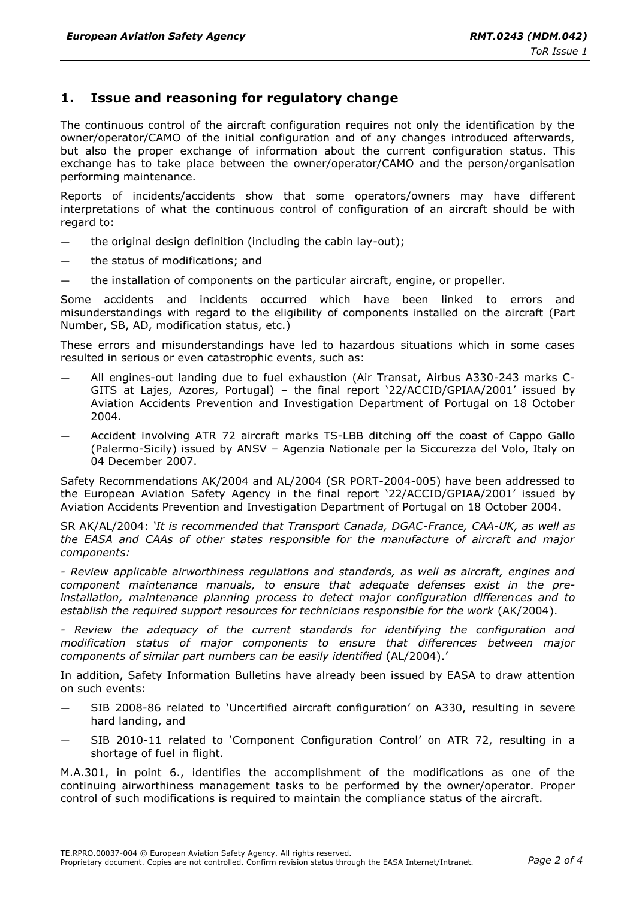## 1. Issue and reasoning for regulatory change

The continuous control of the aircraft configuration requires not only the identification by the owner/operator/CAMO of the initial configuration and of any changes introduced afterwards, but also the proper exchange of information about the current configuration status. This exchange has to take place between the owner/operator/CAMO and the person/organisation performing maintenance.

Reports of incidents/accidents show that some operators/owners may have different interpretations of what the continuous control of configuration of an aircraft should be with regard to:

— the original design definition (including the cabin lay-out);

— the status of modifications; and

— the installation of components on the particular aircraft, engine, or propeller.

Some accidents and incidents occurred which have been linked to errors and misunderstandings with regard to the eligibility of components installed on the aircraft (Part Number, SB, AD, modification status, etc.)

These errors and misunderstandings have led to hazardous situations which in some cases resulted in serious or even catastrophic events, such as:

— All engines-out landing due to fuel exhaustion (Air Transat, Airbus A330-243 marks C-GITS at Lajes, Azores, Portugal) – the final report '22/ACCID/GPIAA/2001' issued by Aviation Accidents Prevention and Investigation Department of Portugal on 18 October 2004.

— Accident involving ATR 72 aircraft marks TS-LBB ditching off the coast of Cappo Gallo (Palermo-Sicily) issued by ANSV – Agenzia Nationale per la Siccurezza del Volo, Italy on 04 December 2007.

Safety Recommendations AK/2004 and AL/2004 (SR PORT-2004-005) have been addressed to the European Aviation Safety Agency in the final report '22/ACCID/GPIAA/2001' issued by Aviation Accidents Prevention and Investigation Department of Portugal on 18 October 2004.

SR AK/AL/2004: *'It is recommended that Transport Canada, DGAC-France, CAA-UK, as well as the EASA and CAAs of other states responsible for the manufacture of aircraft and major components:*

*- Review applicable airworthiness regulations and standards, as well as aircraft, engines and component maintenance manuals, to ensure that adequate defenses exist in the pre-installation, maintenance planning process to detect major configuration differences and to establish the required support resources for technicians responsible for the work* (AK/2004).

*- Review the adequacy of the current standards for identifying the configuration and modification status of major components to ensure that differences between major components of similar part numbers can be easily identified* (AL/2004).'

In addition, Safety Information Bulletins have already been issued by EASA to draw attention on such events:

— SIB 2008-86 related to 'Uncertified aircraft configuration' on A330, resulting in severe hard landing, and

— SIB 2010-11 related to 'Component Configuration Control' on ATR 72, resulting in a shortage of fuel in flight.

M.A.301, in point 6., identifies the accomplishment of the modifications as one of the continuing airworthiness management tasks to be performed by the owner/operator. Proper control of such modifications is required to maintain the compliance status of the aircraft.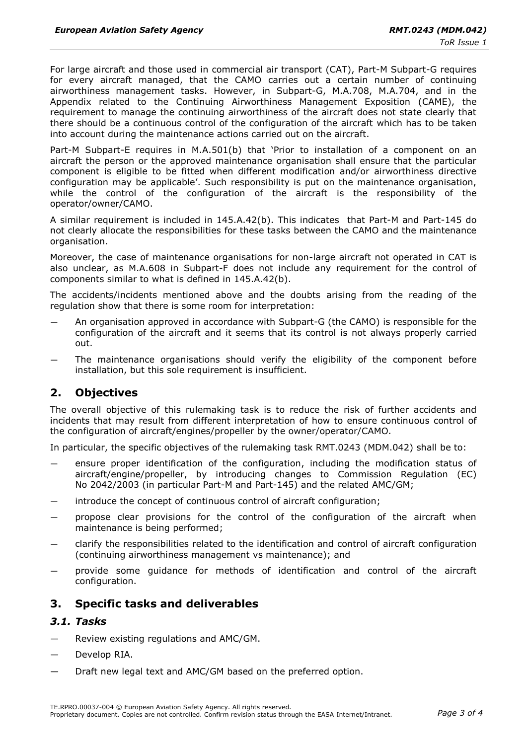For large aircraft and those used in commercial air transport (CAT), Part-M Subpart-G requires for every aircraft managed, that the CAMO carries out a certain number of continuing airworthiness management tasks. However, in Subpart-G, M.A.708, M.A.704, and in the Appendix related to the Continuing Airworthiness Management Exposition (CAME), the requirement to manage the continuing airworthiness of the aircraft does not state clearly that there should be a continuous control of the configuration of the aircraft which has to be taken into account during the maintenance actions carried out on the aircraft.

Part-M Subpart-E requires in M.A.501(b) that 'Prior to installation of a component on an aircraft the person or the approved maintenance organisation shall ensure that the particular component is eligible to be fitted when different modification and/or airworthiness directive configuration may be applicable'. Such responsibility is put on the maintenance organisation, while the control of the configuration of the aircraft is the responsibility of the operator/owner/CAMO.

A similar requirement is included in 145.A.42(b). This indicates that Part-M and Part-145 do not clearly allocate the responsibilities for these tasks between the CAMO and the maintenance organisation.

Moreover, the case of maintenance organisations for non-large aircraft not operated in CAT is also unclear, as M.A.608 in Subpart-F does not include any requirement for the control of components similar to what is defined in 145.A.42(b).

The accidents/incidents mentioned above and the doubts arising from the reading of the regulation show that there is some room for interpretation:

— An organisation approved in accordance with Subpart-G (the CAMO) is responsible for the configuration of the aircraft and it seems that its control is not always properly carried out.

— The maintenance organisations should verify the eligibility of the component before installation, but this sole requirement is insufficient.

## 2. Objectives

The overall objective of this rulemaking task is to reduce the risk of further accidents and incidents that may result from different interpretation of how to ensure continuous control of the configuration of aircraft/engines/propeller by the owner/operator/CAMO.

In particular, the specific objectives of the rulemaking task RMT.0243 (MDM.042) shall be to:

— ensure proper identification of the configuration, including the modification status of aircraft/engine/propeller, by introducing changes to Commission Regulation (EC) No 2042/2003 (in particular Part-M and Part-145) and the related AMC/GM;

— introduce the concept of continuous control of aircraft configuration;

— propose clear provisions for the control of the configuration of the aircraft when maintenance is being performed;

— clarify the responsibilities related to the identification and control of aircraft configuration (continuing airworthiness management vs maintenance); and

— provide some guidance for methods of identification and control of the aircraft configuration.

## 3. Specific tasks and deliverables

### *3.1. Tasks*

— Review existing regulations and AMC/GM.

— Develop RIA.

— Draft new legal text and AMC/GM based on the preferred option.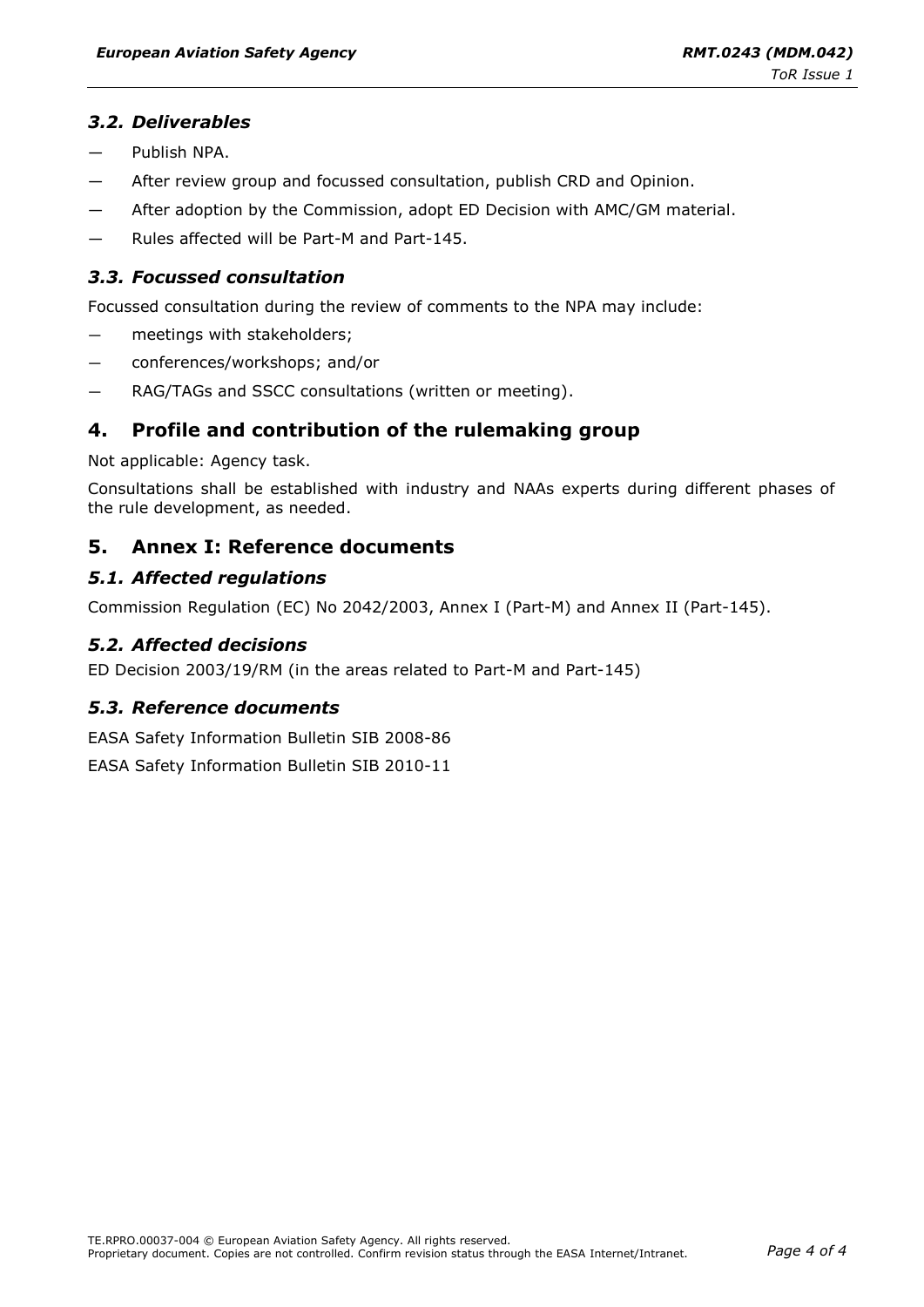### *3.2. Deliverables*

— Publish NPA.

— After review group and focussed consultation, publish CRD and Opinion.

— After adoption by the Commission, adopt ED Decision with AMC/GM material.

— Rules affected will be Part-M and Part-145.

### *3.3. Focussed consultation*

Focussed consultation during the review of comments to the NPA may include:

— meetings with stakeholders;

— conferences/workshops; and/or

— RAG/TAGs and SSCC consultations (written or meeting).

## 4. Profile and contribution of the rulemaking group

Not applicable: Agency task.

Consultations shall be established with industry and NAAs experts during different phases of the rule development, as needed.

## 5. Annex I: Reference documents

### *5.1. Affected regulations*

Commission Regulation (EC) No 2042/2003, Annex I (Part-M) and Annex II (Part-145).

### *5.2. Affected decisions*

ED Decision 2003/19/RM (in the areas related to Part-M and Part-145)

### *5.3. Reference documents*

EASA Safety Information Bulletin SIB 2008-86

EASA Safety Information Bulletin SIB 2010-11